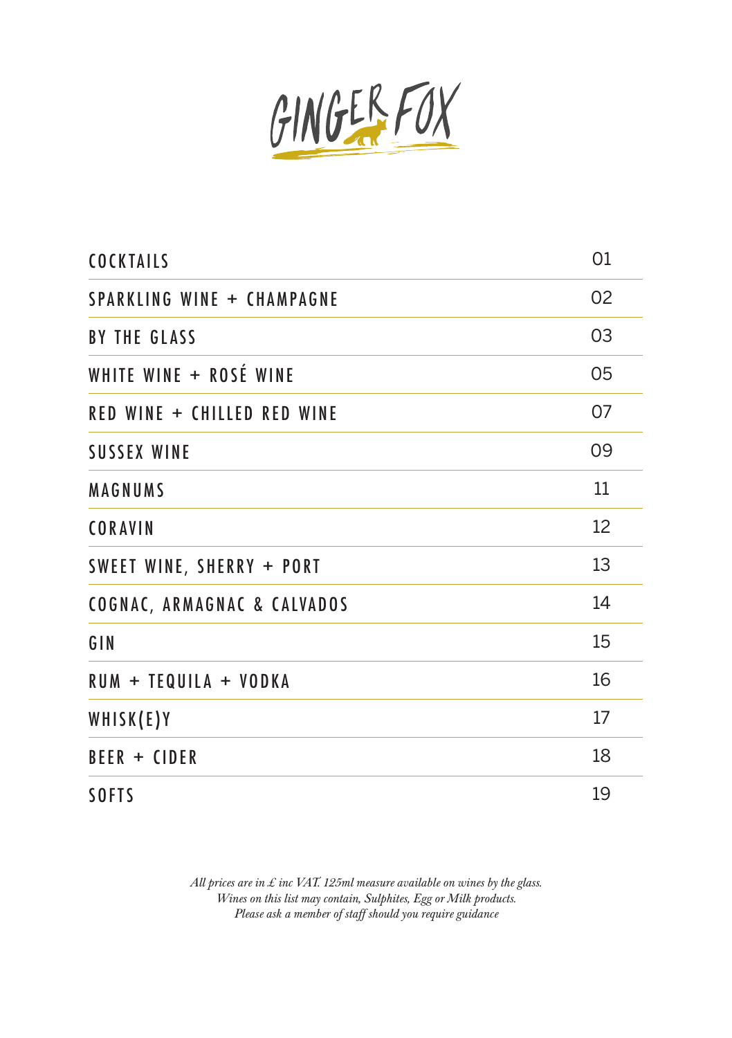# GINGER FOX

| | |
|---|---|
| COCKTAILS | 01 |
| SPARKLING WINE + CHAMPAGNE | 02 |
| BY THE GLASS | 03 |
| WHITE WINE + ROSÉ WINE | 05 |
| RED WINE + CHILLED RED WINE | 07 |
| SUSSEX WINE | 09 |
| MAGNUMS | 11 |
| CORAVIN | 12 |
| SWEET WINE, SHERRY + PORT | 13 |
| COGNAC, ARMAGNAC & CALVADOS | 14 |
| GIN | 15 |
| RUM + TEQUILA + VODKA | 16 |
| WHISK(E)Y | 17 |
| BEER + CIDER | 18 |
| SOFTS | 19 |

*All prices are in £ inc VAT. 125ml measure available on wines by the glass.*
*Wines on this list may contain, Sulphites, Egg or Milk products.*
*Please ask a member of staff should you require guidance*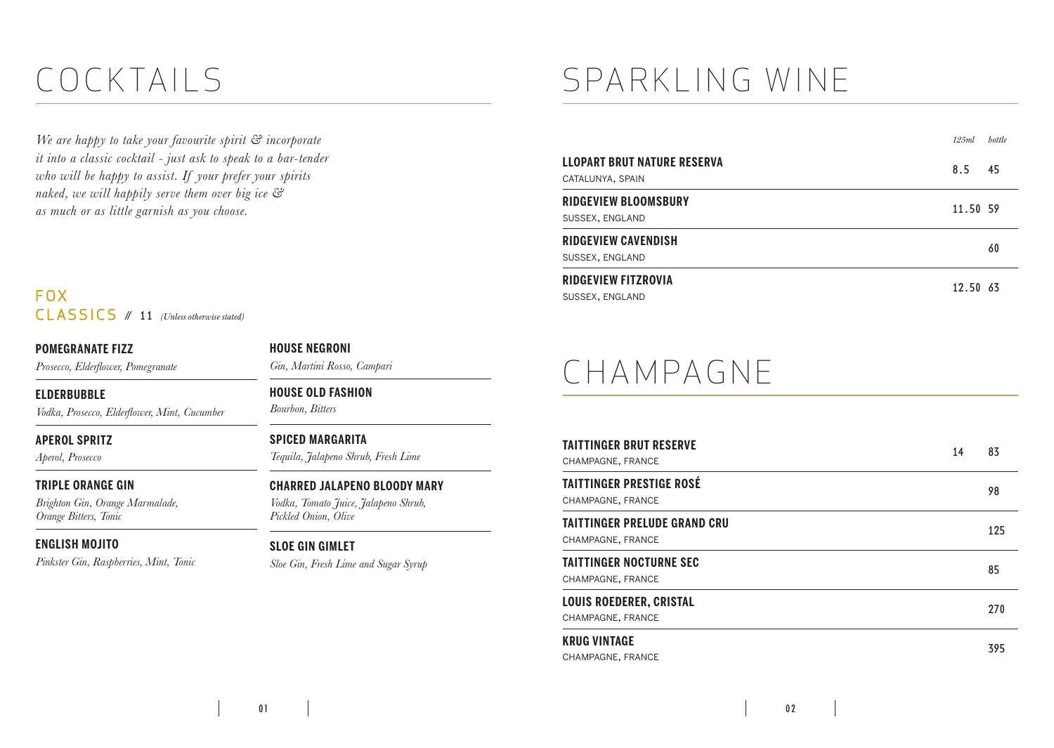# COCKTAILS

*We are happy to take your favourite spirit & incorporate it into a classic cocktail - just ask to speak to a bar-tender who will be happy to assist. If your prefer your spirits naked, we will happily serve them over big ice & as much or as little garnish as you choose.*

## FOX CLASSICS // 11 *(Unless otherwise stated)*

**POMEGRANATE FIZZ**
*Prosecco, Elderflower, Pomegranate*

**ELDERBUBBLE**
*Vodka, Prosecco, Elderflower, Mint, Cucumber*

**APEROL SPRITZ**
*Aperol, Prosecco*

**TRIPLE ORANGE GIN**
*Brighton Gin, Orange Marmalade, Orange Bitters, Tonic*

**ENGLISH MOJITO**
*Pinkster Gin, Raspberries, Mint, Tonic*

**HOUSE NEGRONI**
*Gin, Martini Rosso, Campari*

**HOUSE OLD FASHION**
*Bourbon, Bitters*

**SPICED MARGARITA**
*Tequila, Jalapeno Shrub, Fresh Lime*

**CHARRED JALAPENO BLOODY MARY**
*Vodka, Tomato Juice, Jalapeno Shrub, Pickled Onion, Olive*

**SLOE GIN GIMLET**
*Sloe Gin, Fresh Lime and Sugar Syrup*

# SPARKLING WINE

| | *125ml* | *bottle* |
|---|---|---|
| **LLOPART BRUT NATURE RESERVA**<br>CATALUNYA, SPAIN | 8.5 | 45 |
| **RIDGEVIEW BLOOMSBURY**<br>SUSSEX, ENGLAND | 11.50 | 59 |
| **RIDGEVIEW CAVENDISH**<br>SUSSEX, ENGLAND | | 60 |
| **RIDGEVIEW FITZROVIA**<br>SUSSEX, ENGLAND | 12.50 | 63 |

# CHAMPAGNE

| | | |
|---|---|---|
| **TAITTINGER BRUT RESERVE**<br>CHAMPAGNE, FRANCE | 14 | 83 |
| **TAITTINGER PRESTIGE ROSÉ**<br>CHAMPAGNE, FRANCE | | 98 |
| **TAITTINGER PRELUDE GRAND CRU**<br>CHAMPAGNE, FRANCE | | 125 |
| **TAITTINGER NOCTURNE SEC**<br>CHAMPAGNE, FRANCE | | 85 |
| **LOUIS ROEDERER, CRISTAL**<br>CHAMPAGNE, FRANCE | | 270 |
| **KRUG VINTAGE**<br>CHAMPAGNE, FRANCE | | 395 |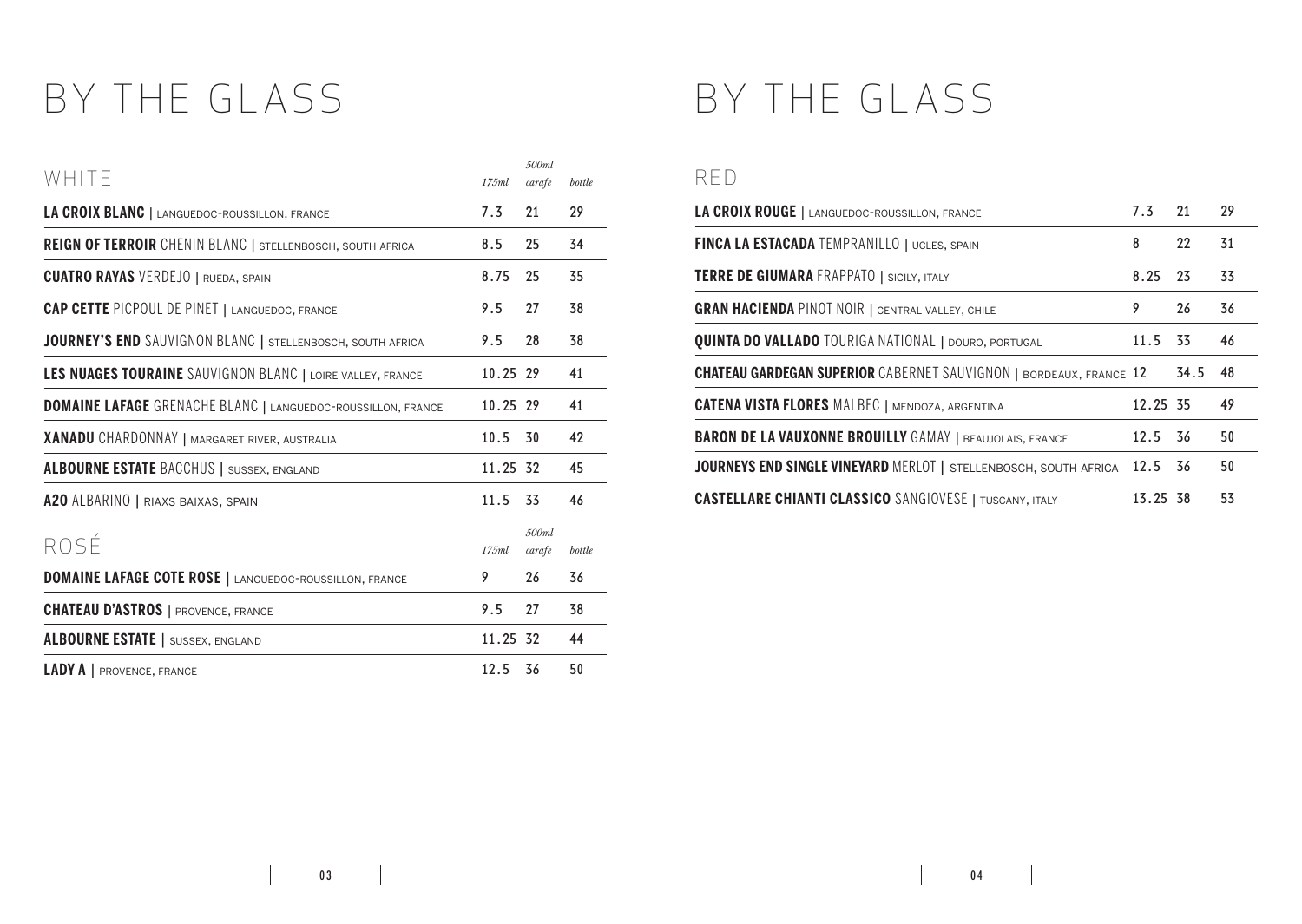# BY THE GLASS

## WHITE

| WHITE | 175ml | 500ml carafe | bottle |
|---|---|---|---|
| **LA CROIX BLANC** \| LANGUEDOC-ROUSSILLON, FRANCE | 7.3 | 21 | 29 |
| **REIGN OF TERROIR** CHENIN BLANC \| STELLENBOSCH, SOUTH AFRICA | 8.5 | 25 | 34 |
| **CUATRO RAYAS** VERDEJO \| RUEDA, SPAIN | 8.75 | 25 | 35 |
| **CAP CETTE** PICPOUL DE PINET \| LANGUEDOC, FRANCE | 9.5 | 27 | 38 |
| **JOURNEY'S END** SAUVIGNON BLANC \| STELLENBOSCH, SOUTH AFRICA | 9.5 | 28 | 38 |
| **LES NUAGES TOURAINE** SAUVIGNON BLANC \| LOIRE VALLEY, FRANCE | 10.25 | 29 | 41 |
| **DOMAINE LAFAGE** GRENACHE BLANC \| LANGUEDOC-ROUSSILLON, FRANCE | 10.25 | 29 | 41 |
| **XANADU** CHARDONNAY \| MARGARET RIVER, AUSTRALIA | 10.5 | 30 | 42 |
| **ALBOURNE ESTATE** BACCHUS \| SUSSEX, ENGLAND | 11.25 | 32 | 45 |
| **A20** ALBARINO \| RIAXS BAIXAS, SPAIN | 11.5 | 33 | 46 |

## ROSÉ

| ROSÉ | 175ml | 500ml carafe | bottle |
|---|---|---|---|
| **DOMAINE LAFAGE COTE ROSE** \| LANGUEDOC-ROUSSILLON, FRANCE | 9 | 26 | 36 |
| **CHATEAU D'ASTROS** \| PROVENCE, FRANCE | 9.5 | 27 | 38 |
| **ALBOURNE ESTATE** \| SUSSEX, ENGLAND | 11.25 | 32 | 44 |
| **LADY A** \| PROVENCE, FRANCE | 12.5 | 36 | 50 |

# BY THE GLASS

## RED

| RED | 175ml | 500ml carafe | bottle |
|---|---|---|---|
| **LA CROIX ROUGE** \| LANGUEDOC-ROUSSILLON, FRANCE | 7.3 | 21 | 29 |
| **FINCA LA ESTACADA** TEMPRANILLO \| UCLES, SPAIN | 8 | 22 | 31 |
| **TERRE DE GIUMARA** FRAPPATO \| SICILY, ITALY | 8.25 | 23 | 33 |
| **GRAN HACIENDA** PINOT NOIR \| CENTRAL VALLEY, CHILE | 9 | 26 | 36 |
| **QUINTA DO VALLADO** TOURIGA NATIONAL \| DOURO, PORTUGAL | 11.5 | 33 | 46 |
| **CHATEAU GARDEGAN SUPERIOR** CABERNET SAUVIGNON \| BORDEAUX, FRANCE | 12 | 34.5 | 48 |
| **CATENA VISTA FLORES** MALBEC \| MENDOZA, ARGENTINA | 12.25 | 35 | 49 |
| **BARON DE LA VAUXONNE BROUILLY** GAMAY \| BEAUJOLAIS, FRANCE | 12.5 | 36 | 50 |
| **JOURNEYS END SINGLE VINEYARD** MERLOT \| STELLENBOSCH, SOUTH AFRICA | 12.5 | 36 | 50 |
| **CASTELLARE CHIANTI CLASSICO** SANGIOVESE \| TUSCANY, ITALY | 13.25 | 38 | 53 |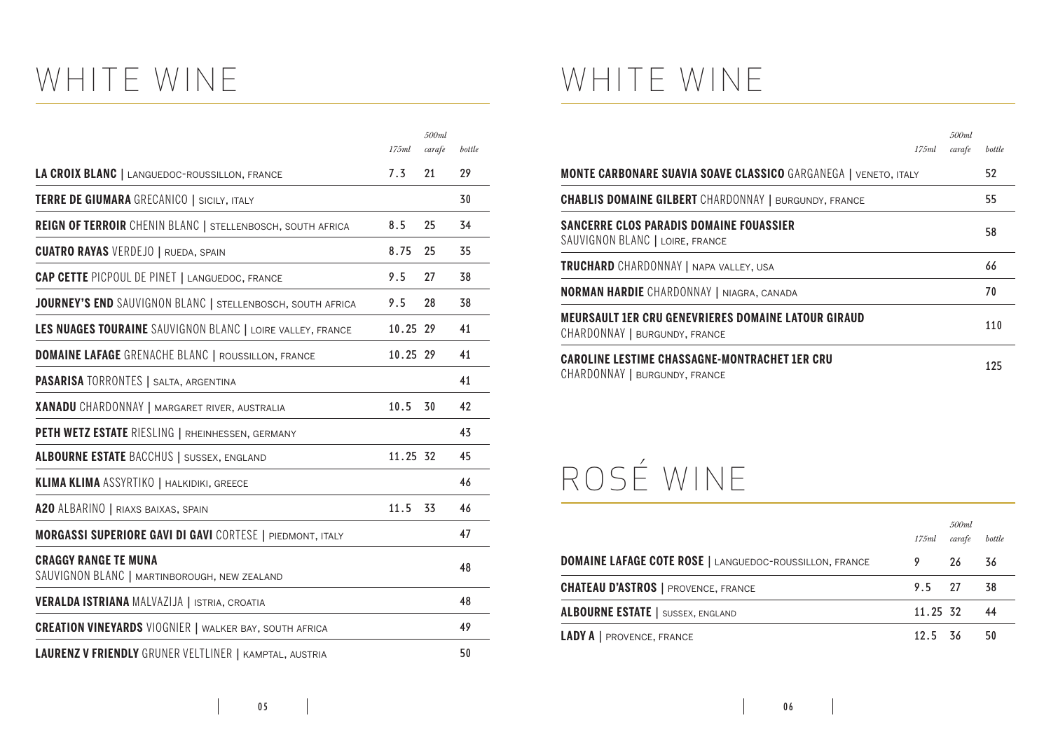# WHITE WINE

| | 175ml | 500ml carafe | bottle |
|---|---|---|---|
| **LA CROIX BLANC** \| LANGUEDOC-ROUSSILLON, FRANCE | 7.3 | 21 | 29 |
| **TERRE DE GIUMARA** GRECANICO \| SICILY, ITALY | | | 30 |
| **REIGN OF TERROIR** CHENIN BLANC \| STELLENBOSCH, SOUTH AFRICA | 8.5 | 25 | 34 |
| **CUATRO RAYAS** VERDEJO \| RUEDA, SPAIN | 8.75 | 25 | 35 |
| **CAP CETTE** PICPOUL DE PINET \| LANGUEDOC, FRANCE | 9.5 | 27 | 38 |
| **JOURNEY'S END** SAUVIGNON BLANC \| STELLENBOSCH, SOUTH AFRICA | 9.5 | 28 | 38 |
| **LES NUAGES TOURAINE** SAUVIGNON BLANC \| LOIRE VALLEY, FRANCE | 10.25 | 29 | 41 |
| **DOMAINE LAFAGE** GRENACHE BLANC \| ROUSSILLON, FRANCE | 10.25 | 29 | 41 |
| **PASARISA** TORRONTES \| SALTA, ARGENTINA | | | 41 |
| **XANADU** CHARDONNAY \| MARGARET RIVER, AUSTRALIA | 10.5 | 30 | 42 |
| **PETH WETZ ESTATE** RIESLING \| RHEINHESSEN, GERMANY | | | 43 |
| **ALBOURNE ESTATE** BACCHUS \| SUSSEX, ENGLAND | 11.25 | 32 | 45 |
| **KLIMA KLIMA** ASSYRTIKO \| HALKIDIKI, GREECE | | | 46 |
| **A20** ALBARINO \| RIAXS BAIXAS, SPAIN | 11.5 | 33 | 46 |
| **MORGASSI SUPERIORE GAVI DI GAVI** CORTESE \| PIEDMONT, ITALY | | | 47 |
| **CRAGGY RANGE TE MUNA** SAUVIGNON BLANC \| MARTINBOROUGH, NEW ZEALAND | | | 48 |
| **VERALDA ISTRIANA** MALVAZIJA \| ISTRIA, CROATIA | | | 48 |
| **CREATION VINEYARDS** VIOGNIER \| WALKER BAY, SOUTH AFRICA | | | 49 |
| **LAURENZ V FRIENDLY** GRUNER VELTLINER \| KAMPTAL, AUSTRIA | | | 50 |

# WHITE WINE

| | 175ml | 500ml carafe | bottle |
|---|---|---|---|
| **MONTE CARBONARE SUAVIA SOAVE CLASSICO** GARGANEGA \| VENETO, ITALY | | | 52 |
| **CHABLIS DOMAINE GILBERT** CHARDONNAY \| BURGUNDY, FRANCE | | | 55 |
| **SANCERRE CLOS PARADIS DOMAINE FOUASSIER** SAUVIGNON BLANC \| LOIRE, FRANCE | | | 58 |
| **TRUCHARD** CHARDONNAY \| NAPA VALLEY, USA | | | 66 |
| **NORMAN HARDIE** CHARDONNAY \| NIAGRA, CANADA | | | 70 |
| **MEURSAULT 1ER CRU GENEVRIERES DOMAINE LATOUR GIRAUD** CHARDONNAY \| BURGUNDY, FRANCE | | | 110 |
| **CAROLINE LESTIME CHASSAGNE-MONTRACHET 1ER CRU** CHARDONNAY \| BURGUNDY, FRANCE | | | 125 |

# ROSÉ WINE

| | 175ml | 500ml carafe | bottle |
|---|---|---|---|
| **DOMAINE LAFAGE COTE ROSE** \| LANGUEDOC-ROUSSILLON, FRANCE | 9 | 26 | 36 |
| **CHATEAU D'ASTROS** \| PROVENCE, FRANCE | 9.5 | 27 | 38 |
| **ALBOURNE ESTATE** \| SUSSEX, ENGLAND | 11.25 | 32 | 44 |
| **LADY A** \| PROVENCE, FRANCE | 12.5 | 36 | 50 |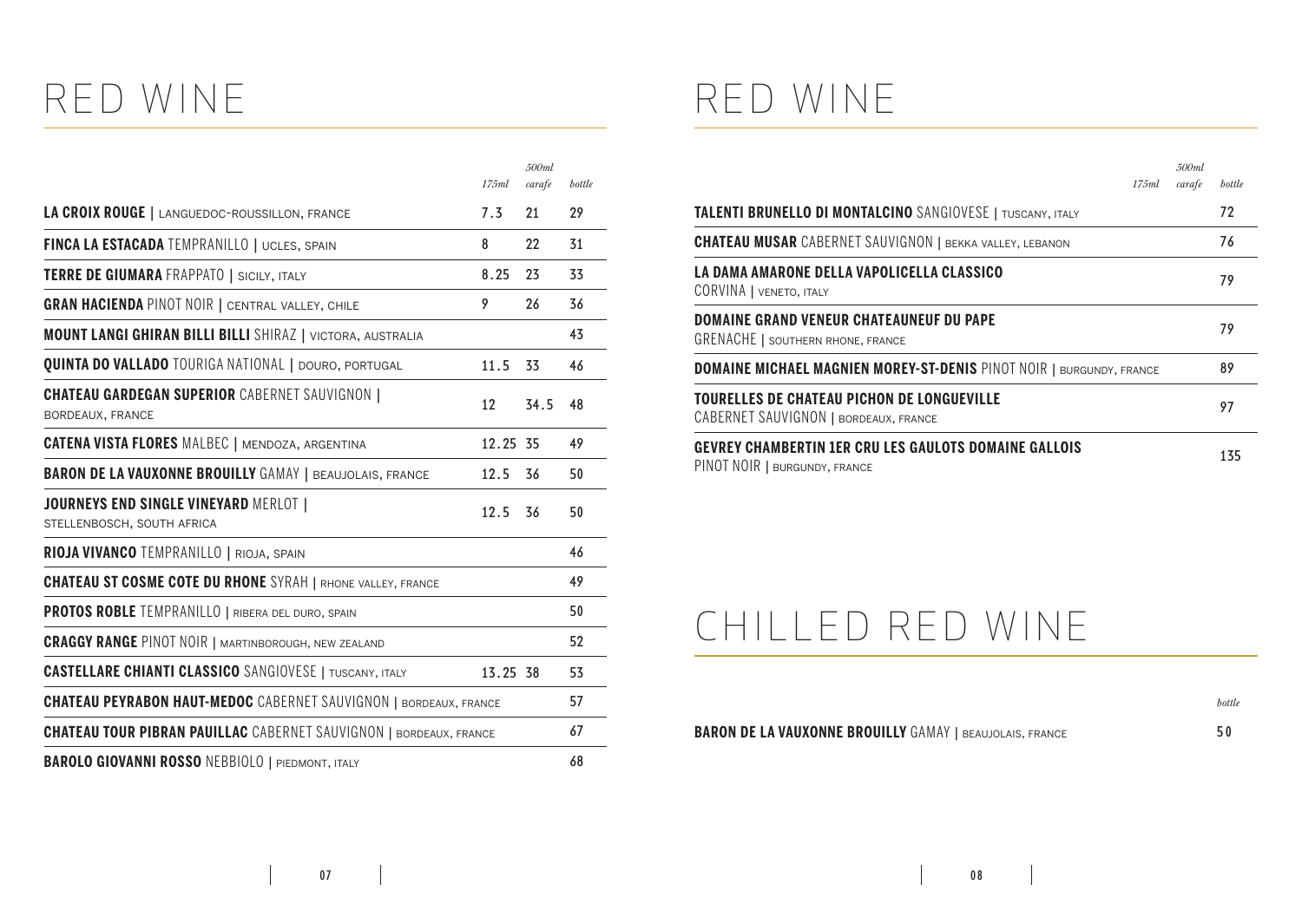# RED WINE

| | 175ml | 500ml carafe | bottle |
|---|---|---|---|
| **LA CROIX ROUGE** \| LANGUEDOC-ROUSSILLON, FRANCE | 7.3 | 21 | 29 |
| **FINCA LA ESTACADA** TEMPRANILLO \| UCLES, SPAIN | 8 | 22 | 31 |
| **TERRE DE GIUMARA** FRAPPATO \| SICILY, ITALY | 8.25 | 23 | 33 |
| **GRAN HACIENDA** PINOT NOIR \| CENTRAL VALLEY, CHILE | 9 | 26 | 36 |
| **MOUNT LANGI GHIRAN BILLI BILLI** SHIRAZ \| VICTORA, AUSTRALIA | | | 43 |
| **QUINTA DO VALLADO** TOURIGA NATIONAL \| DOURO, PORTUGAL | 11.5 | 33 | 46 |
| **CHATEAU GARDEGAN SUPERIOR** CABERNET SAUVIGNON \| BORDEAUX, FRANCE | 12 | 34.5 | 48 |
| **CATENA VISTA FLORES** MALBEC \| MENDOZA, ARGENTINA | 12.25 | 35 | 49 |
| **BARON DE LA VAUXONNE BROUILLY** GAMAY \| BEAUJOLAIS, FRANCE | 12.5 | 36 | 50 |
| **JOURNEYS END SINGLE VINEYARD** MERLOT \| STELLENBOSCH, SOUTH AFRICA | 12.5 | 36 | 50 |
| **RIOJA VIVANCO** TEMPRANILLO \| RIOJA, SPAIN | | | 46 |
| **CHATEAU ST COSME COTE DU RHONE** SYRAH \| RHONE VALLEY, FRANCE | | | 49 |
| **PROTOS ROBLE** TEMPRANILLO \| RIBERA DEL DURO, SPAIN | | | 50 |
| **CRAGGY RANGE** PINOT NOIR \| MARTINBOROUGH, NEW ZEALAND | | | 52 |
| **CASTELLARE CHIANTI CLASSICO** SANGIOVESE \| TUSCANY, ITALY | 13.25 | 38 | 53 |
| **CHATEAU PEYRABON HAUT-MEDOC** CABERNET SAUVIGNON \| BORDEAUX, FRANCE | | | 57 |
| **CHATEAU TOUR PIBRAN PAUILLAC** CABERNET SAUVIGNON \| BORDEAUX, FRANCE | | | 67 |
| **BAROLO GIOVANNI ROSSO** NEBBIOLO \| PIEDMONT, ITALY | | | 68 |

# RED WINE

| | 175ml | 500ml carafe | bottle |
|---|---|---|---|
| **TALENTI BRUNELLO DI MONTALCINO** SANGIOVESE \| TUSCANY, ITALY | | | 72 |
| **CHATEAU MUSAR** CABERNET SAUVIGNON \| BEKKA VALLEY, LEBANON | | | 76 |
| **LA DAMA AMARONE DELLA VAPOLICELLA CLASSICO** CORVINA \| VENETO, ITALY | | | 79 |
| **DOMAINE GRAND VENEUR CHATEAUNEUF DU PAPE** GRENACHE \| SOUTHERN RHONE, FRANCE | | | 79 |
| **DOMAINE MICHAEL MAGNIEN MOREY-ST-DENIS** PINOT NOIR \| BURGUNDY, FRANCE | | | 89 |
| **TOURELLES DE CHATEAU PICHON DE LONGUEVILLE** CABERNET SAUVIGNON \| BORDEAUX, FRANCE | | | 97 |
| **GEVREY CHAMBERTIN 1ER CRU LES GAULOTS DOMAINE GALLOIS** PINOT NOIR \| BURGUNDY, FRANCE | | | 135 |

# CHILLED RED WINE

| | bottle |
|---|---|
| **BARON DE LA VAUXONNE BROUILLY** GAMAY \| BEAUJOLAIS, FRANCE | 50 |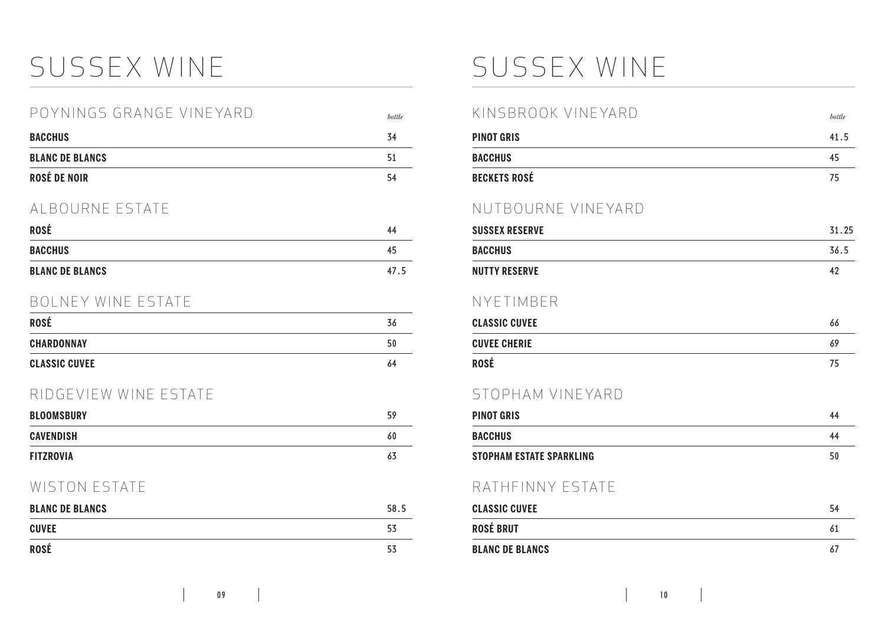# SUSSEX WINE

## POYNINGS GRANGE VINEYARD

| | *bottle* |
|---|---|
| **BACCHUS** | 34 |
| **BLANC DE BLANCS** | 51 |
| **ROSÉ DE NOIR** | 54 |

## ALBOURNE ESTATE

| | |
|---|---|
| **ROSÉ** | 44 |
| **BACCHUS** | 45 |
| **BLANC DE BLANCS** | 47.5 |

## BOLNEY WINE ESTATE

| | |
|---|---|
| **ROSÉ** | 36 |
| **CHARDONNAY** | 50 |
| **CLASSIC CUVEE** | 64 |

## RIDGEVIEW WINE ESTATE

| | |
|---|---|
| **BLOOMSBURY** | 59 |
| **CAVENDISH** | 60 |
| **FITZROVIA** | 63 |

## WISTON ESTATE

| | |
|---|---|
| **BLANC DE BLANCS** | 58.5 |
| **CUVEE** | 53 |
| **ROSÉ** | 53 |

# SUSSEX WINE

## KINSBROOK VINEYARD

| | *bottle* |
|---|---|
| **PINOT GRIS** | 41.5 |
| **BACCHUS** | 45 |
| **BECKETS ROSÉ** | 75 |

## NUTBOURNE VINEYARD

| | |
|---|---|
| **SUSSEX RESERVE** | 31.25 |
| **BACCHUS** | 36.5 |
| **NUTTY RESERVE** | 42 |

## NYETIMBER

| | |
|---|---|
| **CLASSIC CUVEE** | 66 |
| **CUVEE CHERIE** | 69 |
| **ROSÉ** | 75 |

## STOPHAM VINEYARD

| | |
|---|---|
| **PINOT GRIS** | 44 |
| **BACCHUS** | 44 |
| **STOPHAM ESTATE SPARKLING** | 50 |

## RATHFINNY ESTATE

| | |
|---|---|
| **CLASSIC CUVEE** | 54 |
| **ROSÉ BRUT** | 61 |
| **BLANC DE BLANCS** | 67 |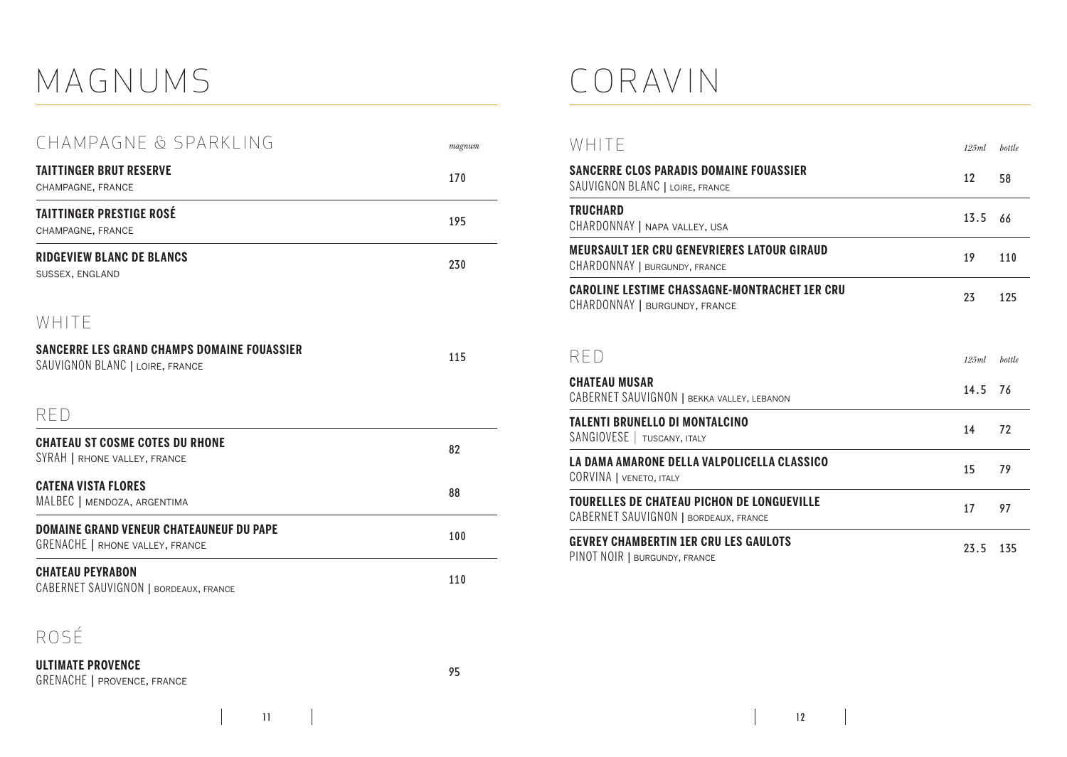# MAGNUMS

## CHAMPAGNE & SPARKLING

| | *magnum* |
|---|---|
| **TAITTINGER BRUT RESERVE**<br>CHAMPAGNE, FRANCE | 170 |
| **TAITTINGER PRESTIGE ROSÉ**<br>CHAMPAGNE, FRANCE | 195 |
| **RIDGEVIEW BLANC DE BLANCS**<br>SUSSEX, ENGLAND | 230 |

## WHITE

| | |
|---|---|
| **SANCERRE LES GRAND CHAMPS DOMAINE FOUASSIER**<br>SAUVIGNON BLANC \| LOIRE, FRANCE | 115 |

## RED

| | |
|---|---|
| **CHATEAU ST COSME COTES DU RHONE**<br>SYRAH \| RHONE VALLEY, FRANCE | 82 |
| **CATENA VISTA FLORES**<br>MALBEC \| MENDOZA, ARGENTIMA | 88 |
| **DOMAINE GRAND VENEUR CHATEAUNEUF DU PAPE**<br>GRENACHE \| RHONE VALLEY, FRANCE | 100 |
| **CHATEAU PEYRABON**<br>CABERNET SAUVIGNON \| BORDEAUX, FRANCE | 110 |

## ROSÉ

| | |
|---|---|
| **ULTIMATE PROVENCE**<br>GRENACHE \| PROVENCE, FRANCE | 95 |

# CORAVIN

## WHITE

| | *125ml* | *bottle* |
|---|---|---|
| **SANCERRE CLOS PARADIS DOMAINE FOUASSIER**<br>SAUVIGNON BLANC \| LOIRE, FRANCE | 12 | 58 |
| **TRUCHARD**<br>CHARDONNAY \| NAPA VALLEY, USA | 13.5 | 66 |
| **MEURSAULT 1ER CRU GENEVRIERES LATOUR GIRAUD**<br>CHARDONNAY \| BURGUNDY, FRANCE | 19 | 110 |
| **CAROLINE LESTIME CHASSAGNE-MONTRACHET 1ER CRU**<br>CHARDONNAY \| BURGUNDY, FRANCE | 23 | 125 |

## RED

| | *125ml* | *bottle* |
|---|---|---|
| **CHATEAU MUSAR**<br>CABERNET SAUVIGNON \| BEKKA VALLEY, LEBANON | 14.5 | 76 |
| **TALENTI BRUNELLO DI MONTALCINO**<br>SANGIOVESE \| TUSCANY, ITALY | 14 | 72 |
| **LA DAMA AMARONE DELLA VALPOLICELLA CLASSICO**<br>CORVINA \| VENETO, ITALY | 15 | 79 |
| **TOURELLES DE CHATEAU PICHON DE LONGUEVILLE**<br>CABERNET SAUVIGNON \| BORDEAUX, FRANCE | 17 | 97 |
| **GEVREY CHAMBERTIN 1ER CRU LES GAULOTS**<br>PINOT NOIR \| BURGUNDY, FRANCE | 23.5 | 135 |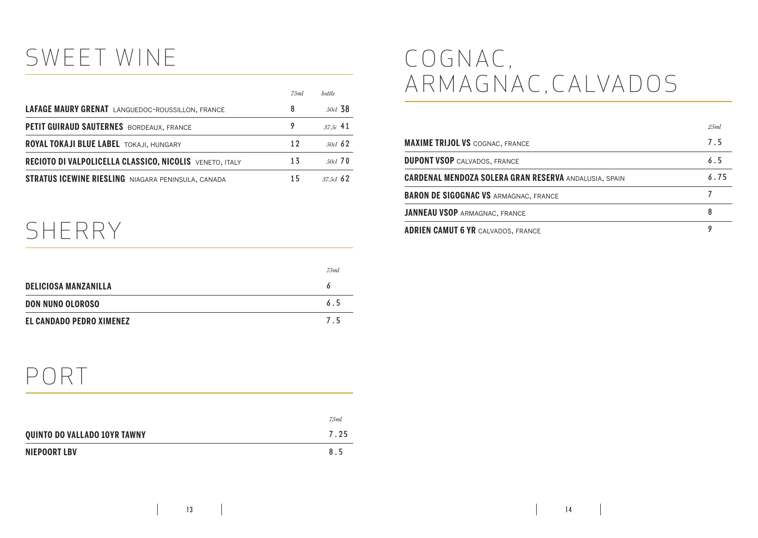# SWEET WINE

| | *75ml* | *bottle* |
|---|---|---|
| **LAFAGE MAURY GRENAT** LANGUEDOC-ROUSSILLON, FRANCE | 8 | *50cl* 38 |
| **PETIT GUIRAUD SAUTERNES** BORDEAUX, FRANCE | 9 | *37.5c* 41 |
| **ROYAL TOKAJI BLUE LABEL** TOKAJI, HUNGARY | 12 | *50cl* 62 |
| **RECIOTO DI VALPOLICELLA CLASSICO, NICOLIS** VENETO, ITALY | 13 | *50cl* 70 |
| **STRATUS ICEWINE RIESLING** NIAGARA PENINSULA, CANADA | 15 | *37.5cl* 62 |

# SHERRY

| | *75ml* |
|---|---|
| **DELICIOSA MANZANILLA** | 6 |
| **DON NUNO OLOROSO** | 6.5 |
| **EL CANDADO PEDRO XIMENEZ** | 7.5 |

# PORT

| | *75ml* |
|---|---|
| **QUINTO DO VALLADO 10YR TAWNY** | 7.25 |
| **NIEPOORT LBV** | 8.5 |

# COGNAC, ARMAGNAC, CALVADOS

| | *25ml* |
|---|---|
| **MAXIME TRIJOL VS** COGNAC, FRANCE | 7.5 |
| **DUPONT VSOP** CALVADOS, FRANCE | 6.5 |
| **CARDENAL MENDOZA SOLERA GRAN RESERVA** ANDALUSIA, SPAIN | 6.75 |
| **BARON DE SIGOGNAC VS** ARMAGNAC, FRANCE | 7 |
| **JANNEAU VSOP** ARMAGNAC, FRANCE | 8 |
| **ADRIEN CAMUT 6 YR** CALVADOS, FRANCE | 9 |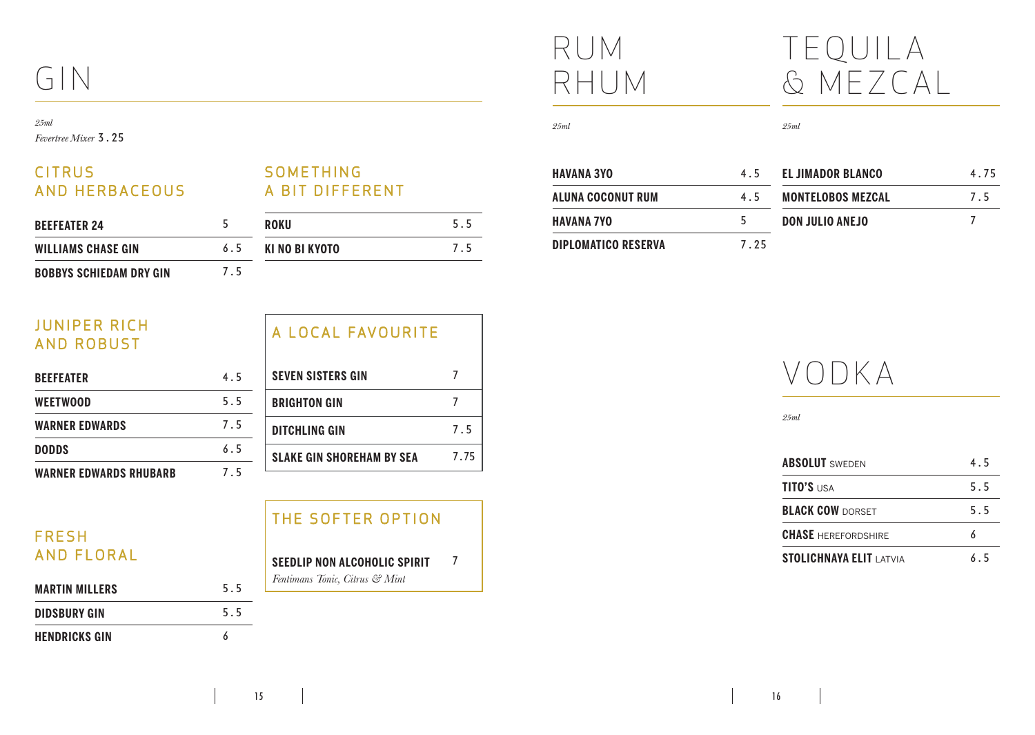# GIN

*25ml*
*Fevertree Mixer* 3.25

## CITRUS AND HERBACEOUS

| | |
|---|---|
| **BEEFEATER 24** | 5 |
| **WILLIAMS CHASE GIN** | 6.5 |
| **BOBBYS SCHIEDAM DRY GIN** | 7.5 |

## SOMETHING A BIT DIFFERENT

| | |
|---|---|
| **ROKU** | 5.5 |
| **KI NO BI KYOTO** | 7.5 |

## JUNIPER RICH AND ROBUST

| | |
|---|---|
| **BEEFEATER** | 4.5 |
| **WEETWOOD** | 5.5 |
| **WARNER EDWARDS** | 7.5 |
| **DODDS** | 6.5 |
| **WARNER EDWARDS RHUBARB** | 7.5 |

## A LOCAL FAVOURITE

| | |
|---|---|
| **SEVEN SISTERS GIN** | 7 |
| **BRIGHTON GIN** | 7 |
| **DITCHLING GIN** | 7.5 |
| **SLAKE GIN SHOREHAM BY SEA** | 7.75 |

## FRESH AND FLORAL

| | |
|---|---|
| **MARTIN MILLERS** | 5.5 |
| **DIDSBURY GIN** | 5.5 |
| **HENDRICKS GIN** | 6 |

## THE SOFTER OPTION

**SEEDLIP NON ALCOHOLIC SPIRIT** 7
*Fentimans Tonic, Citrus & Mint*

# RUM RHUM

*25ml*

| | |
|---|---|
| **HAVANA 3YO** | 4.5 |
| **ALUNA COCONUT RUM** | 4.5 |
| **HAVANA 7YO** | 5 |
| **DIPLOMATICO RESERVA** | 7.25 |

# TEQUILA & MEZCAL

*25ml*

| | |
|---|---|
| **EL JIMADOR BLANCO** | 4.75 |
| **MONTELOBOS MEZCAL** | 7.5 |
| **DON JULIO ANEJO** | 7 |

# VODKA

*25ml*

| | |
|---|---|
| **ABSOLUT** SWEDEN | 4.5 |
| **TITO'S** USA | 5.5 |
| **BLACK COW** DORSET | 5.5 |
| **CHASE** HEREFORDSHIRE | 6 |
| **STOLICHNAYA ELIT** LATVIA | 6.5 |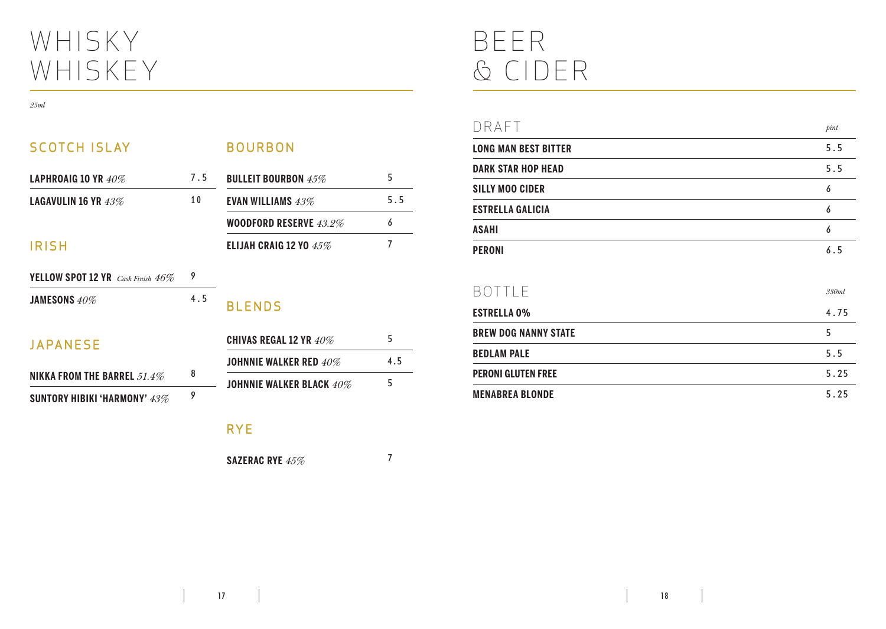# WHISKY WHISKEY

*25ml*

## SCOTCH ISLAY

| | |
|---|---|
| **LAPHROAIG 10 YR** *40%* | 7.5 |
| **LAGAVULIN 16 YR** *43%* | 10 |

## IRISH

| | |
|---|---|
| **YELLOW SPOT 12 YR** *Cask Finish 46%* | 9 |
| **JAMESONS** *40%* | 4.5 |

## JAPANESE

| | |
|---|---|
| **NIKKA FROM THE BARREL** *51.4%* | 8 |
| **SUNTORY HIBIKI 'HARMONY'** *43%* | 9 |

## BOURBON

| | |
|---|---|
| **BULLEIT BOURBON** *45%* | 5 |
| **EVAN WILLIAMS** *43%* | 5.5 |
| **WOODFORD RESERVE** *43.2%* | 6 |
| **ELIJAH CRAIG 12 YO** *45%* | 7 |

## BLENDS

| | |
|---|---|
| **CHIVAS REGAL 12 YR** *40%* | 5 |
| **JOHNNIE WALKER RED** *40%* | 4.5 |
| **JOHNNIE WALKER BLACK** *40%* | 5 |

## RYE

| | |
|---|---|
| **SAZERAC RYE** *45%* | 7 |

# BEER & CIDER

## DRAFT

| | *pint* |
|---|---|
| **LONG MAN BEST BITTER** | 5.5 |
| **DARK STAR HOP HEAD** | 5.5 |
| **SILLY MOO CIDER** | 6 |
| **ESTRELLA GALICIA** | 6 |
| **ASAHI** | 6 |
| **PERONI** | 6.5 |

## BOTTLE

| | *330ml* |
|---|---|
| **ESTRELLA 0%** | 4.75 |
| **BREW DOG NANNY STATE** | 5 |
| **BEDLAM PALE** | 5.5 |
| **PERONI GLUTEN FREE** | 5.25 |
| **MENABREA BLONDE** | 5.25 |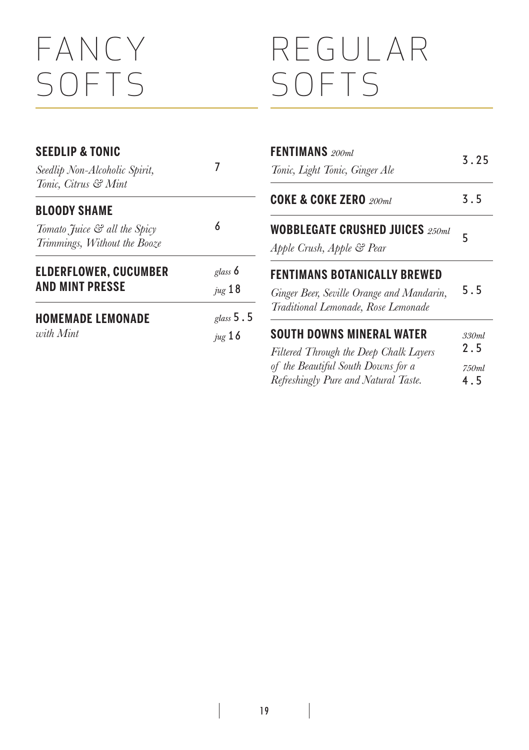# FANCY SOFTS

**SEEDLIP & TONIC** 7
*Seedlip Non-Alcoholic Spirit, Tonic, Citrus & Mint*

**BLOODY SHAME** 6
*Tomato Juice & all the Spicy Trimmings, Without the Booze*

**ELDERFLOWER, CUCUMBER AND MINT PRESSE** *glass* 6 *jug* 18

**HOMEMADE LEMONADE** *glass* 5.5 *jug* 16
*with Mint*

# REGULAR SOFTS

**FENTIMANS** *200ml* 3.25
*Tonic, Light Tonic, Ginger Ale*

**COKE & COKE ZERO** *200ml* 3.5

**WOBBLEGATE CRUSHED JUICES** *250ml* 5
*Apple Crush, Apple & Pear*

**FENTIMANS BOTANICALLY BREWED** 5.5
*Ginger Beer, Seville Orange and Mandarin, Traditional Lemonade, Rose Lemonade*

**SOUTH DOWNS MINERAL WATER** *330ml* 2.5 *750ml* 4.5
*Filtered Through the Deep Chalk Layers of the Beautiful South Downs for a Refreshingly Pure and Natural Taste.*